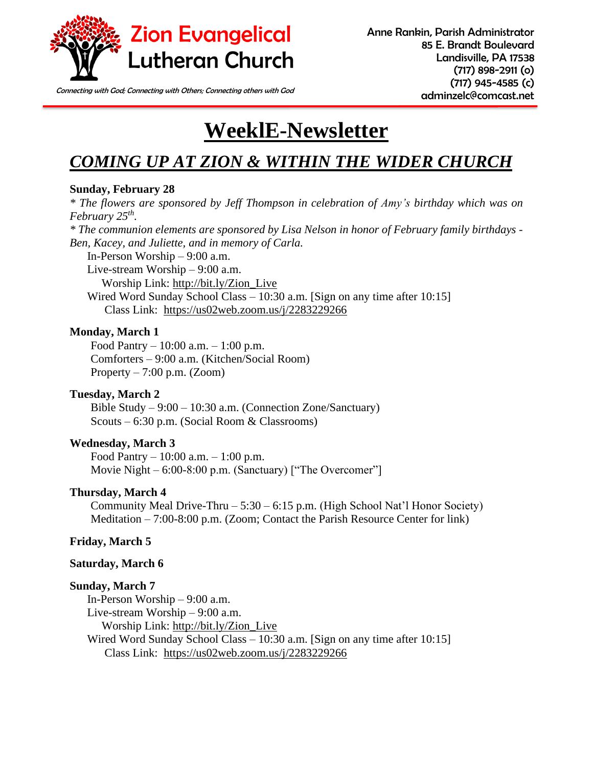# Zion Evangelical Lutheran Church

*Connecting with God; Connecting with Others; Connecting others with God*

Anne Rankin, Parish Administrator
85 E. Brandt Boulevard
Landisville, PA 17538
(717) 898-2911 (o)
(717) 945-4585 (c)
adminzelc@comcast.net

# WeeklE-Newsletter

## *COMING UP AT ZION & WITHIN THE WIDER CHURCH*

**Sunday, February 28**

*\* The flowers are sponsored by Jeff Thompson in celebration of Amy's birthday which was on February 25th.*

*\* The communion elements are sponsored by Lisa Nelson in honor of February family birthdays - Ben, Kacey, and Juliette, and in memory of Carla.*

In-Person Worship – 9:00 a.m.
Live-stream Worship – 9:00 a.m.
Worship Link: http://bit.ly/Zion_Live
Wired Word Sunday School Class – 10:30 a.m. [Sign on any time after 10:15]
Class Link: https://us02web.zoom.us/j/2283229266

**Monday, March 1**

Food Pantry – 10:00 a.m. – 1:00 p.m.
Comforters – 9:00 a.m. (Kitchen/Social Room)
Property – 7:00 p.m. (Zoom)

**Tuesday, March 2**

Bible Study – 9:00 – 10:30 a.m. (Connection Zone/Sanctuary)
Scouts – 6:30 p.m. (Social Room & Classrooms)

**Wednesday, March 3**

Food Pantry – 10:00 a.m. – 1:00 p.m.
Movie Night – 6:00-8:00 p.m. (Sanctuary) ["The Overcomer"]

**Thursday, March 4**

Community Meal Drive-Thru – 5:30 – 6:15 p.m. (High School Nat'l Honor Society)
Meditation – 7:00-8:00 p.m. (Zoom; Contact the Parish Resource Center for link)

**Friday, March 5**

**Saturday, March 6**

**Sunday, March 7**

In-Person Worship – 9:00 a.m.
Live-stream Worship – 9:00 a.m.
Worship Link: http://bit.ly/Zion_Live
Wired Word Sunday School Class – 10:30 a.m. [Sign on any time after 10:15]
Class Link: https://us02web.zoom.us/j/2283229266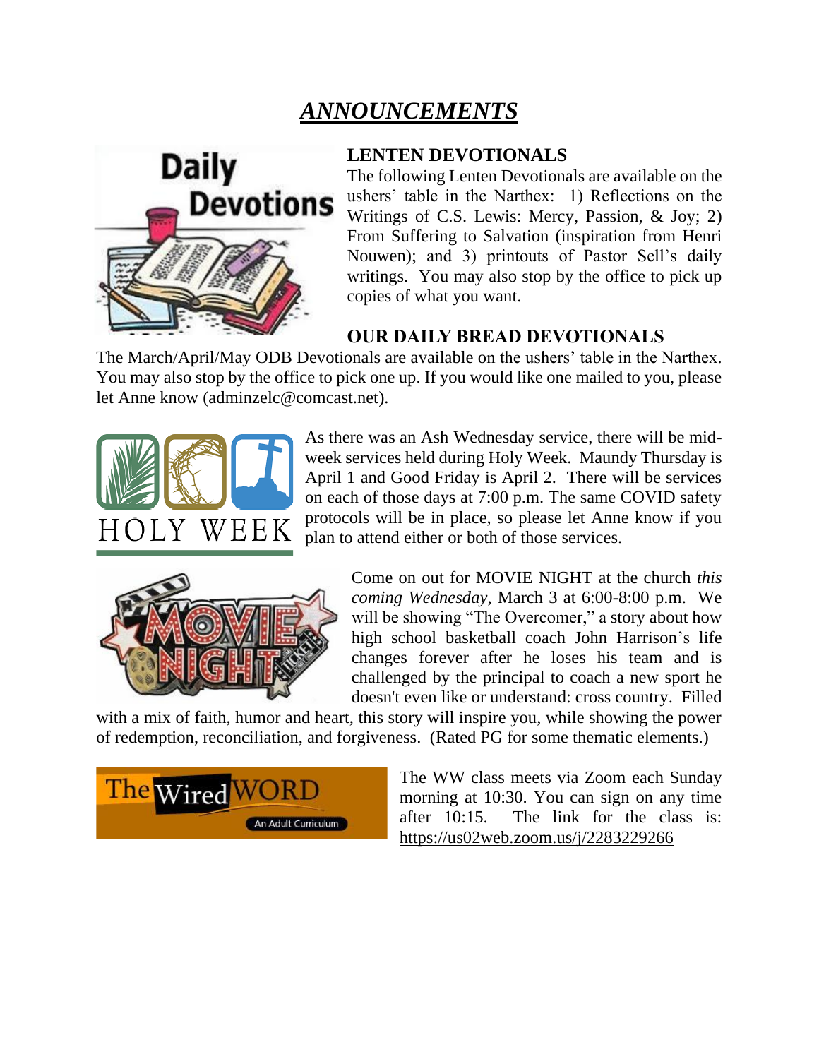# *ANNOUNCEMENTS*

## LENTEN DEVOTIONALS

The following Lenten Devotionals are available on the ushers' table in the Narthex: 1) Reflections on the Writings of C.S. Lewis: Mercy, Passion, & Joy; 2) From Suffering to Salvation (inspiration from Henri Nouwen); and 3) printouts of Pastor Sell's daily writings. You may also stop by the office to pick up copies of what you want.

## OUR DAILY BREAD DEVOTIONALS

The March/April/May ODB Devotionals are available on the ushers' table in the Narthex. You may also stop by the office to pick one up. If you would like one mailed to you, please let Anne know (adminzelc@comcast.net).

As there was an Ash Wednesday service, there will be mid-week services held during Holy Week. Maundy Thursday is April 1 and Good Friday is April 2. There will be services on each of those days at 7:00 p.m. The same COVID safety protocols will be in place, so please let Anne know if you plan to attend either or both of those services.

Come on out for MOVIE NIGHT at the church *this coming Wednesday*, March 3 at 6:00-8:00 p.m. We will be showing "The Overcomer," a story about how high school basketball coach John Harrison's life changes forever after he loses his team and is challenged by the principal to coach a new sport he doesn't even like or understand: cross country. Filled with a mix of faith, humor and heart, this story will inspire you, while showing the power of redemption, reconciliation, and forgiveness. (Rated PG for some thematic elements.)

The WW class meets via Zoom each Sunday morning at 10:30. You can sign on any time after 10:15. The link for the class is: https://us02web.zoom.us/j/2283229266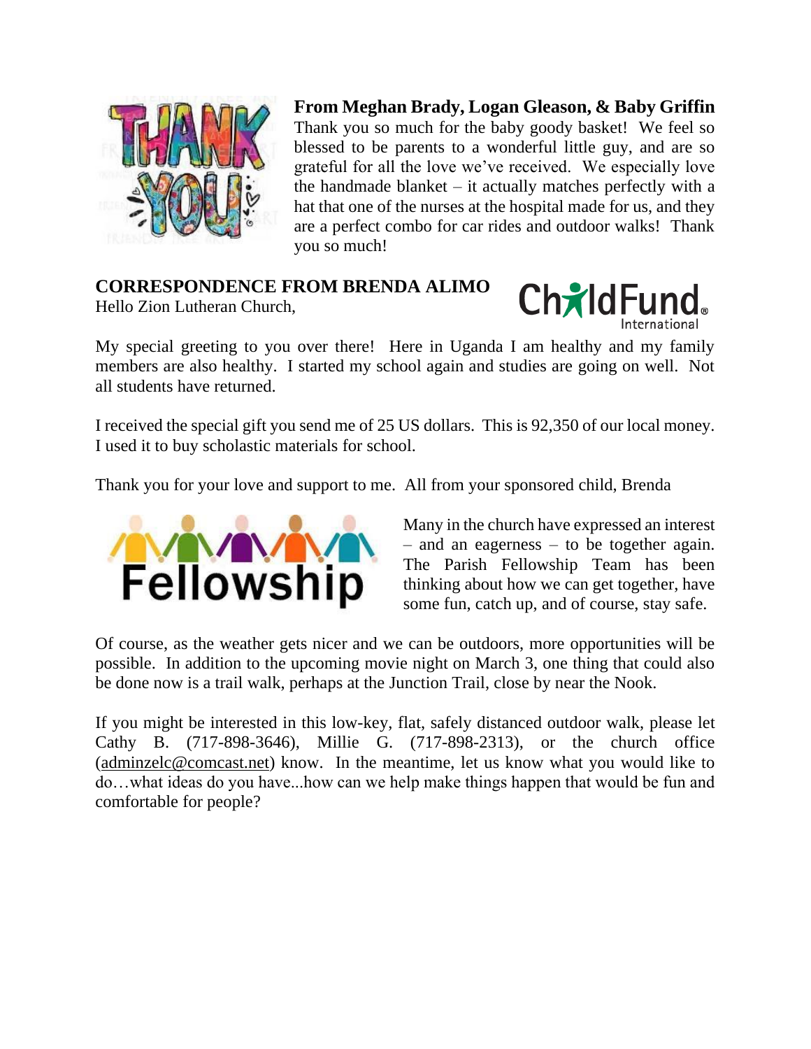**From Meghan Brady, Logan Gleason, & Baby Griffin**

Thank you so much for the baby goody basket! We feel so blessed to be parents to a wonderful little guy, and are so grateful for all the love we've received. We especially love the handmade blanket – it actually matches perfectly with a hat that one of the nurses at the hospital made for us, and they are a perfect combo for car rides and outdoor walks! Thank you so much!

**CORRESPONDENCE FROM BRENDA ALIMO**

Hello Zion Lutheran Church,

My special greeting to you over there! Here in Uganda I am healthy and my family members are also healthy. I started my school again and studies are going on well. Not all students have returned.

I received the special gift you send me of 25 US dollars. This is 92,350 of our local money. I used it to buy scholastic materials for school.

Thank you for your love and support to me. All from your sponsored child, Brenda

Many in the church have expressed an interest – and an eagerness – to be together again. The Parish Fellowship Team has been thinking about how we can get together, have some fun, catch up, and of course, stay safe.

Of course, as the weather gets nicer and we can be outdoors, more opportunities will be possible. In addition to the upcoming movie night on March 3, one thing that could also be done now is a trail walk, perhaps at the Junction Trail, close by near the Nook.

If you might be interested in this low-key, flat, safely distanced outdoor walk, please let Cathy B. (717-898-3646), Millie G. (717-898-2313), or the church office (adminzelc@comcast.net) know. In the meantime, let us know what you would like to do…what ideas do you have...how can we help make things happen that would be fun and comfortable for people?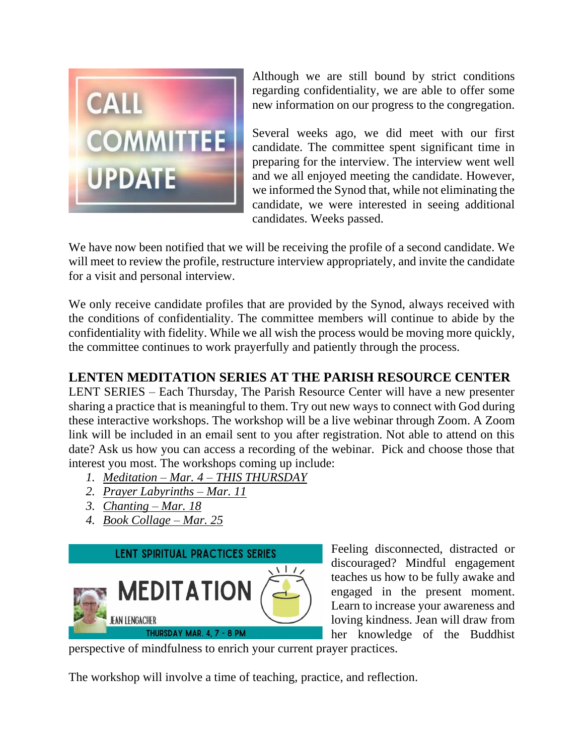# CALL COMMITTEE UPDATE

Although we are still bound by strict conditions regarding confidentiality, we are able to offer some new information on our progress to the congregation.

Several weeks ago, we did meet with our first candidate. The committee spent significant time in preparing for the interview. The interview went well and we all enjoyed meeting the candidate. However, we informed the Synod that, while not eliminating the candidate, we were interested in seeing additional candidates. Weeks passed.

We have now been notified that we will be receiving the profile of a second candidate. We will meet to review the profile, restructure interview appropriately, and invite the candidate for a visit and personal interview.

We only receive candidate profiles that are provided by the Synod, always received with the conditions of confidentiality. The committee members will continue to abide by the confidentiality with fidelity. While we all wish the process would be moving more quickly, the committee continues to work prayerfully and patiently through the process.

## LENTEN MEDITATION SERIES AT THE PARISH RESOURCE CENTER

LENT SERIES – Each Thursday, The Parish Resource Center will have a new presenter sharing a practice that is meaningful to them. Try out new ways to connect with God during these interactive workshops. The workshop will be a live webinar through Zoom. A Zoom link will be included in an email sent to you after registration. Not able to attend on this date? Ask us how you can access a recording of the webinar. Pick and choose those that interest you most. The workshops coming up include:

1. *Meditation – Mar. 4 – THIS THURSDAY*
2. *Prayer Labyrinths – Mar. 11*
3. *Chanting – Mar. 18*
4. *Book Collage – Mar. 25*

LENT SPIRITUAL PRACTICES SERIES

MEDITATION

JEAN LENGACHER

THURSDAY MAR. 4, 7 - 8 PM

Feeling disconnected, distracted or discouraged? Mindful engagement teaches us how to be fully awake and engaged in the present moment. Learn to increase your awareness and loving kindness. Jean will draw from her knowledge of the Buddhist perspective of mindfulness to enrich your current prayer practices.

The workshop will involve a time of teaching, practice, and reflection.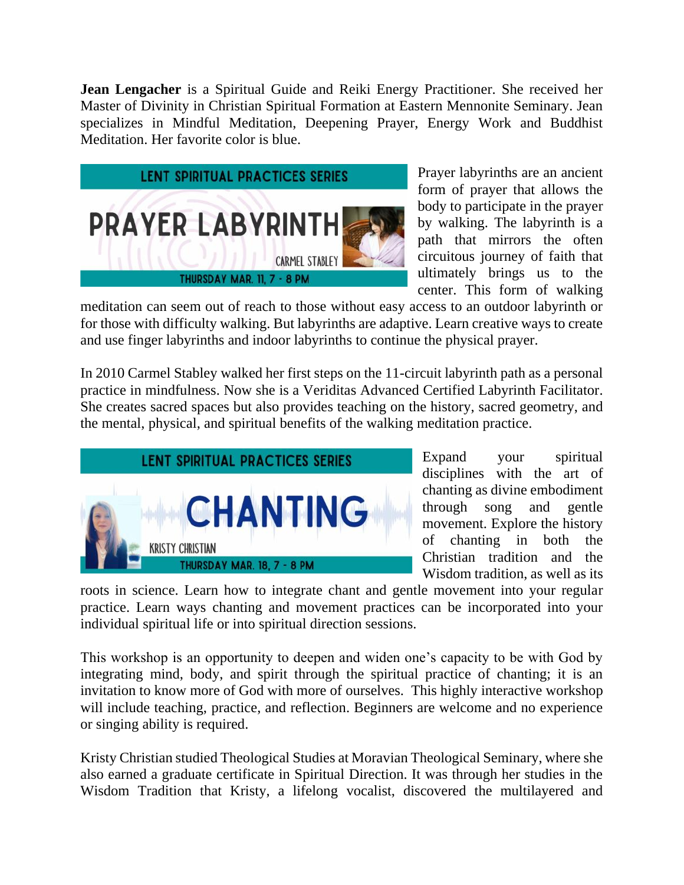**Jean Lengacher** is a Spiritual Guide and Reiki Energy Practitioner. She received her Master of Divinity in Christian Spiritual Formation at Eastern Mennonite Seminary. Jean specializes in Mindful Meditation, Deepening Prayer, Energy Work and Buddhist Meditation. Her favorite color is blue.

LENT SPIRITUAL PRACTICES SERIES

PRAYER LABYRINTH

CARMEL STABLEY

THURSDAY MAR. 11, 7 - 8 PM

Prayer labyrinths are an ancient form of prayer that allows the body to participate in the prayer by walking. The labyrinth is a path that mirrors the often circuitous journey of faith that ultimately brings us to the center. This form of walking meditation can seem out of reach to those without easy access to an outdoor labyrinth or for those with difficulty walking. But labyrinths are adaptive. Learn creative ways to create and use finger labyrinths and indoor labyrinths to continue the physical prayer.

In 2010 Carmel Stabley walked her first steps on the 11-circuit labyrinth path as a personal practice in mindfulness. Now she is a Veriditas Advanced Certified Labyrinth Facilitator. She creates sacred spaces but also provides teaching on the history, sacred geometry, and the mental, physical, and spiritual benefits of the walking meditation practice.

LENT SPIRITUAL PRACTICES SERIES

CHANTING

KRISTY CHRISTIAN

THURSDAY MAR. 18, 7 - 8 PM

Expand your spiritual disciplines with the art of chanting as divine embodiment through song and gentle movement. Explore the history of chanting in both the Christian tradition and the Wisdom tradition, as well as its roots in science. Learn how to integrate chant and gentle movement into your regular practice. Learn ways chanting and movement practices can be incorporated into your individual spiritual life or into spiritual direction sessions.

This workshop is an opportunity to deepen and widen one's capacity to be with God by integrating mind, body, and spirit through the spiritual practice of chanting; it is an invitation to know more of God with more of ourselves. This highly interactive workshop will include teaching, practice, and reflection. Beginners are welcome and no experience or singing ability is required.

Kristy Christian studied Theological Studies at Moravian Theological Seminary, where she also earned a graduate certificate in Spiritual Direction. It was through her studies in the Wisdom Tradition that Kristy, a lifelong vocalist, discovered the multilayered and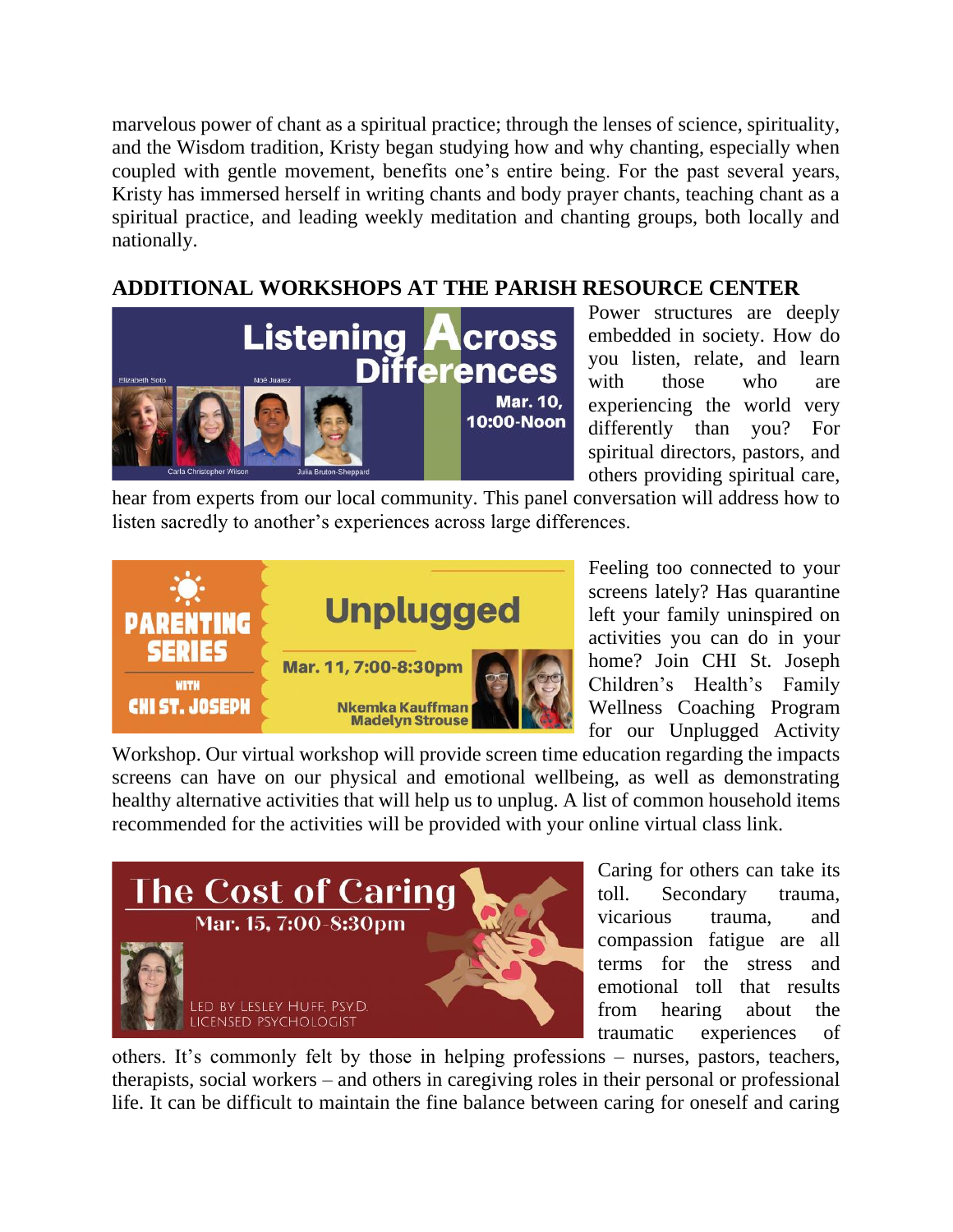marvelous power of chant as a spiritual practice; through the lenses of science, spirituality, and the Wisdom tradition, Kristy began studying how and why chanting, especially when coupled with gentle movement, benefits one's entire being. For the past several years, Kristy has immersed herself in writing chants and body prayer chants, teaching chant as a spiritual practice, and leading weekly meditation and chanting groups, both locally and nationally.

## ADDITIONAL WORKSHOPS AT THE PARISH RESOURCE CENTER

Listening Across Differences
Mar. 10, 10:00-Noon
Elizabeth Soto, Noé Juarez, Carla Christopher Wilson, Julia Bruton-Sheppard

Power structures are deeply embedded in society. How do you listen, relate, and learn with those who are experiencing the world very differently than you? For spiritual directors, pastors, and others providing spiritual care, hear from experts from our local community. This panel conversation will address how to listen sacredly to another's experiences across large differences.

Parenting Series with CHI St. Joseph
Unplugged
Mar. 11, 7:00-8:30pm
Nkemka Kauffman, Madelyn Strouse

Feeling too connected to your screens lately? Has quarantine left your family uninspired on activities you can do in your home? Join CHI St. Joseph Children's Health's Family Wellness Coaching Program for our Unplugged Activity Workshop. Our virtual workshop will provide screen time education regarding the impacts screens can have on our physical and emotional wellbeing, as well as demonstrating healthy alternative activities that will help us to unplug. A list of common household items recommended for the activities will be provided with your online virtual class link.

The Cost of Caring
Mar. 15, 7:00-8:30pm
Led by Lesley Huff, Psy.D. Licensed Psychologist

Caring for others can take its toll. Secondary trauma, vicarious trauma, and compassion fatigue are all terms for the stress and emotional toll that results from hearing about the traumatic experiences of others. It's commonly felt by those in helping professions – nurses, pastors, teachers, therapists, social workers – and others in caregiving roles in their personal or professional life. It can be difficult to maintain the fine balance between caring for oneself and caring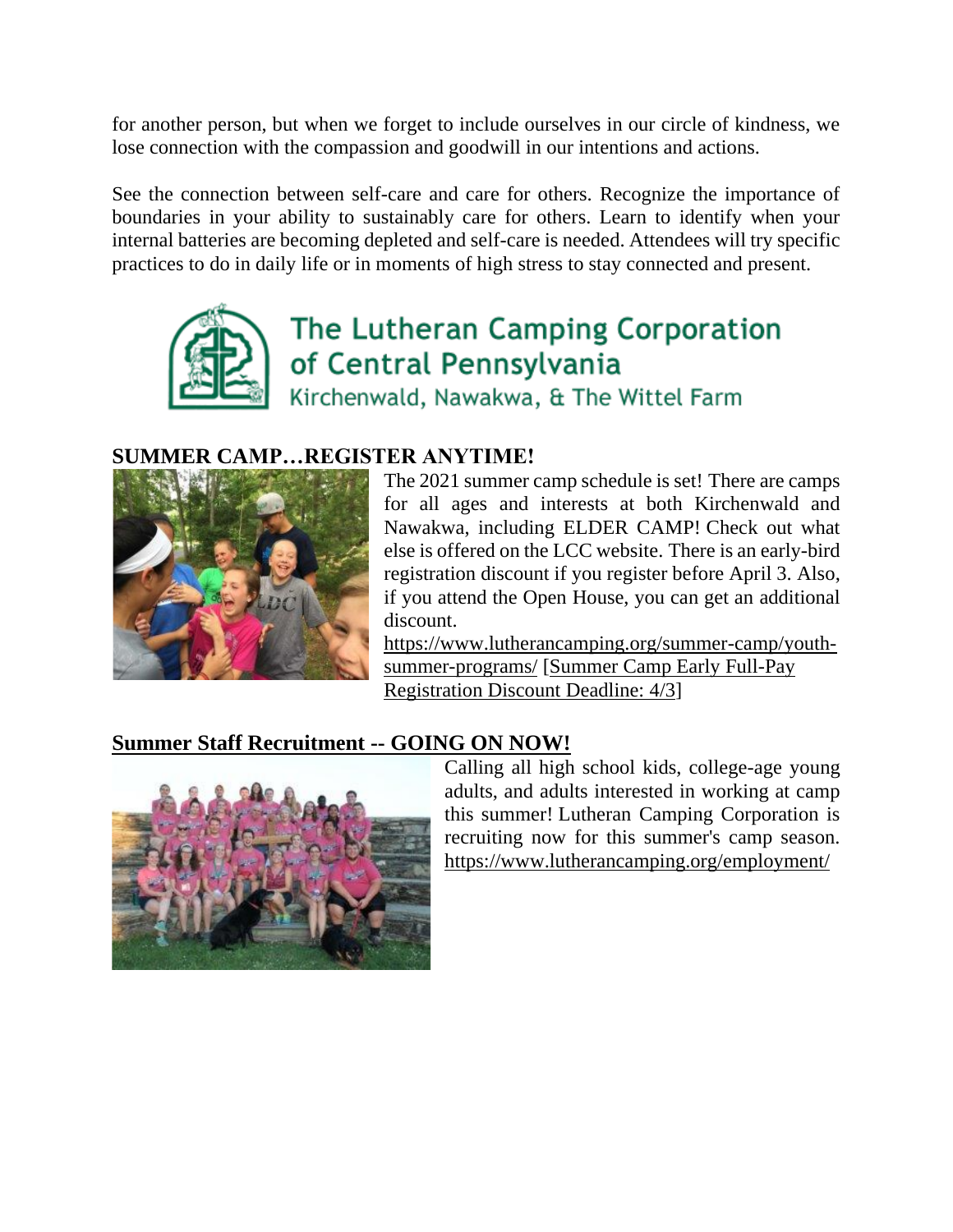for another person, but when we forget to include ourselves in our circle of kindness, we lose connection with the compassion and goodwill in our intentions and actions.

See the connection between self-care and care for others. Recognize the importance of boundaries in your ability to sustainably care for others. Learn to identify when your internal batteries are becoming depleted and self-care is needed. Attendees will try specific practices to do in daily life or in moments of high stress to stay connected and present.

The Lutheran Camping Corporation of Central Pennsylvania
Kirchenwald, Nawakwa, & The Wittel Farm

## SUMMER CAMP…REGISTER ANYTIME!

The 2021 summer camp schedule is set! There are camps for all ages and interests at both Kirchenwald and Nawakwa, including ELDER CAMP! Check out what else is offered on the LCC website. There is an early-bird registration discount if you register before April 3. Also, if you attend the Open House, you can get an additional discount.
https://www.lutherancamping.org/summer-camp/youth-summer-programs/ [Summer Camp Early Full-Pay Registration Discount Deadline: 4/3]

## Summer Staff Recruitment -- GOING ON NOW!

Calling all high school kids, college-age young adults, and adults interested in working at camp this summer! Lutheran Camping Corporation is recruiting now for this summer's camp season. https://www.lutherancamping.org/employment/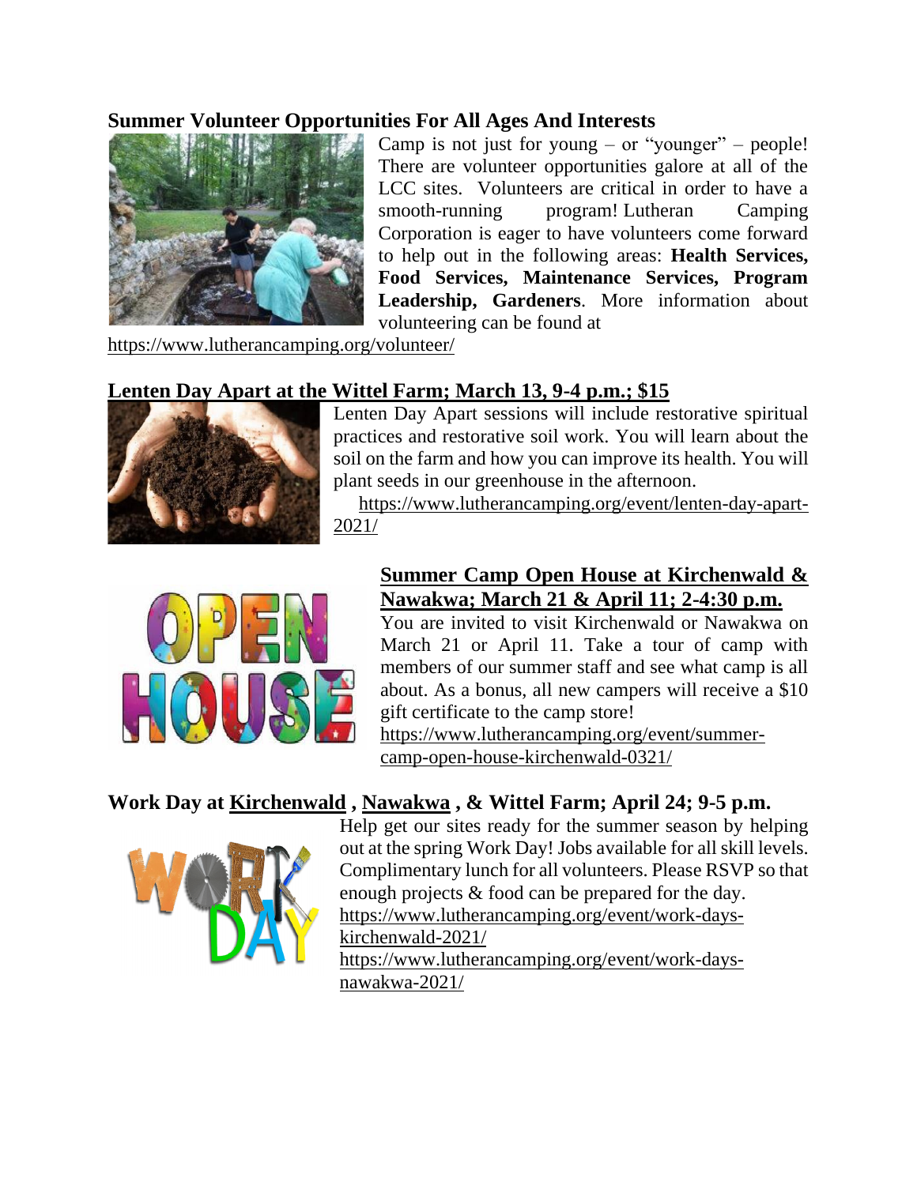**Summary Volunteer Opportunities For All Ages And Interests**

Camp is not just for young – or "younger" – people! There are volunteer opportunities galore at all of the LCC sites. Volunteers are critical in order to have a smooth-running program! Lutheran Camping Corporation is eager to have volunteers come forward to help out in the following areas: **Health Services, Food Services, Maintenance Services, Program Leadership, Gardeners**. More information about volunteering can be found at https://www.lutherancamping.org/volunteer/

**Lenten Day Apart at the Wittel Farm; March 13, 9-4 p.m.; $15**

Lenten Day Apart sessions will include restorative spiritual practices and restorative soil work. You will learn about the soil on the farm and how you can improve its health. You will plant seeds in our greenhouse in the afternoon.

https://www.lutherancamping.org/event/lenten-day-apart-2021/

**Summer Camp Open House at Kirchenwald & Nawakwa; March 21 & April 11; 2-4:30 p.m.**

You are invited to visit Kirchenwald or Nawakwa on March 21 or April 11. Take a tour of camp with members of our summer staff and see what camp is all about. As a bonus, all new campers will receive a $10 gift certificate to the camp store!

https://www.lutherancamping.org/event/summer-camp-open-house-kirchenwald-0321/

**Work Day at Kirchenwald , Nawakwa , & Wittel Farm; April 24; 9-5 p.m.**

Help get our sites ready for the summer season by helping out at the spring Work Day! Jobs available for all skill levels. Complimentary lunch for all volunteers. Please RSVP so that enough projects & food can be prepared for the day.

https://www.lutherancamping.org/event/work-days-kirchenwald-2021/

https://www.lutherancamping.org/event/work-days-nawakwa-2021/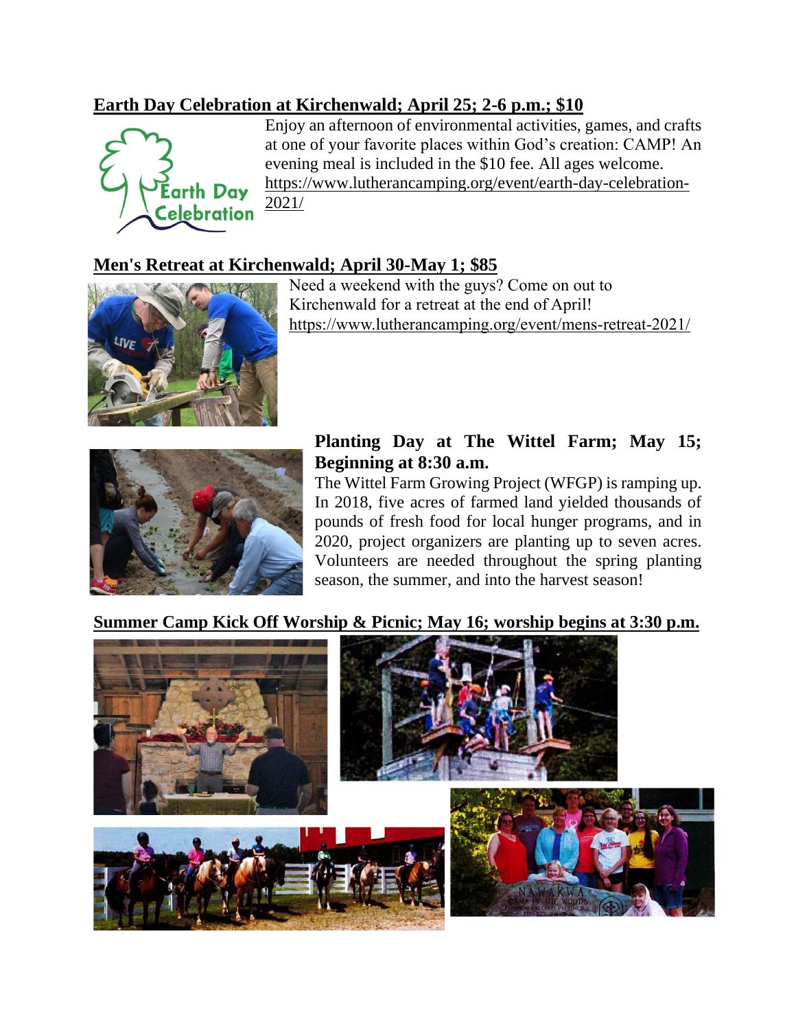**Earth Day Celebration at Kirchenwald; April 25; 2-6 p.m.; $10**

Enjoy an afternoon of environmental activities, games, and crafts at one of your favorite places within God's creation: CAMP! An evening meal is included in the $10 fee. All ages welcome. https://www.lutherancamping.org/event/earth-day-celebration-2021/

**Men's Retreat at Kirchenwald; April 30-May 1; $85**

Need a weekend with the guys? Come on out to Kirchenwald for a retreat at the end of April! https://www.lutherancamping.org/event/mens-retreat-2021/

**Planting Day at The Wittel Farm; May 15; Beginning at 8:30 a.m.**

The Wittel Farm Growing Project (WFGP) is ramping up. In 2018, five acres of farmed land yielded thousands of pounds of fresh food for local hunger programs, and in 2020, project organizers are planting up to seven acres. Volunteers are needed throughout the spring planting season, the summer, and into the harvest season!

**Summer Camp Kick Off Worship & Picnic; May 16; worship begins at 3:30 p.m.**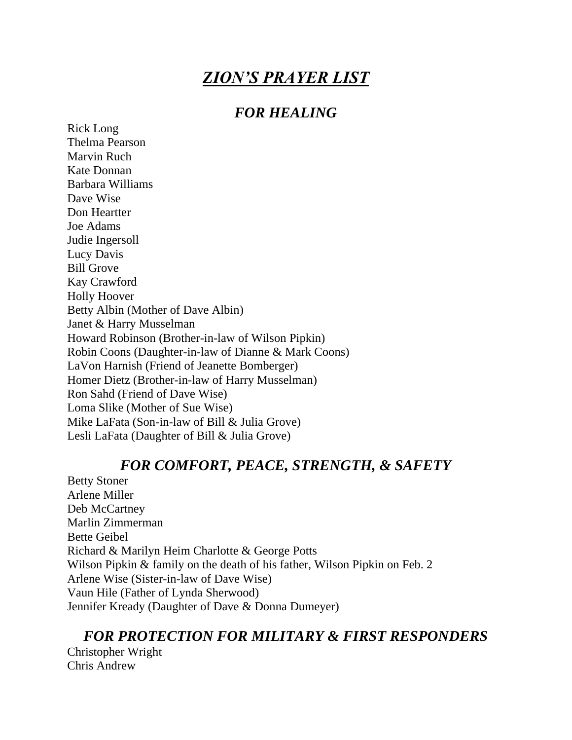# *ZION'S PRAYER LIST*

## *FOR HEALING*

Rick Long
Thelma Pearson
Marvin Ruch
Kate Donnan
Barbara Williams
Dave Wise
Don Heartter
Joe Adams
Judie Ingersoll
Lucy Davis
Bill Grove
Kay Crawford
Holly Hoover
Betty Albin (Mother of Dave Albin)
Janet & Harry Musselman
Howard Robinson (Brother-in-law of Wilson Pipkin)
Robin Coons (Daughter-in-law of Dianne & Mark Coons)
LaVon Harnish (Friend of Jeanette Bomberger)
Homer Dietz (Brother-in-law of Harry Musselman)
Ron Sahd (Friend of Dave Wise)
Loma Slike (Mother of Sue Wise)
Mike LaFata (Son-in-law of Bill & Julia Grove)
Lesli LaFata (Daughter of Bill & Julia Grove)

## *FOR COMFORT, PEACE, STRENGTH, & SAFETY*

Betty Stoner
Arlene Miller
Deb McCartney
Marlin Zimmerman
Bette Geibel
Richard & Marilyn Heim Charlotte & George Potts
Wilson Pipkin & family on the death of his father, Wilson Pipkin on Feb. 2
Arlene Wise (Sister-in-law of Dave Wise)
Vaun Hile (Father of Lynda Sherwood)
Jennifer Kready (Daughter of Dave & Donna Dumeyer)

## *FOR PROTECTION FOR MILITARY & FIRST RESPONDERS*

Christopher Wright
Chris Andrew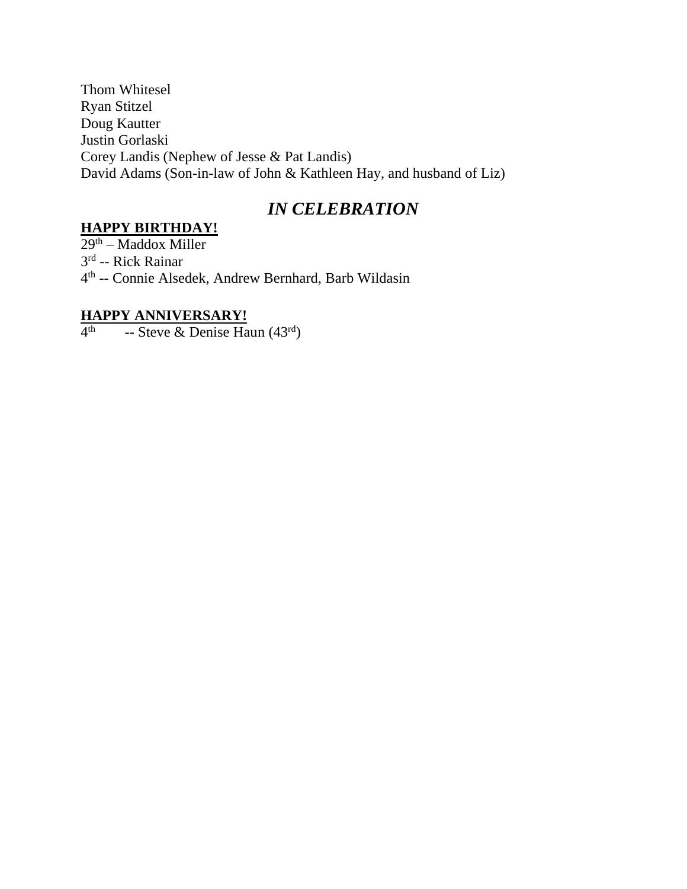Thom Whitesel
Ryan Stitzel
Doug Kautter
Justin Gorlaski
Corey Landis (Nephew of Jesse & Pat Landis)
David Adams (Son-in-law of John & Kathleen Hay, and husband of Liz)

## *IN CELEBRATION*

**<u>HAPPY BIRTHDAY!</u>**
29th – Maddox Miller
3rd -- Rick Rainar
4th -- Connie Alsedek, Andrew Bernhard, Barb Wildasin

**<u>HAPPY ANNIVERSARY!</u>**
4th -- Steve & Denise Haun (43rd)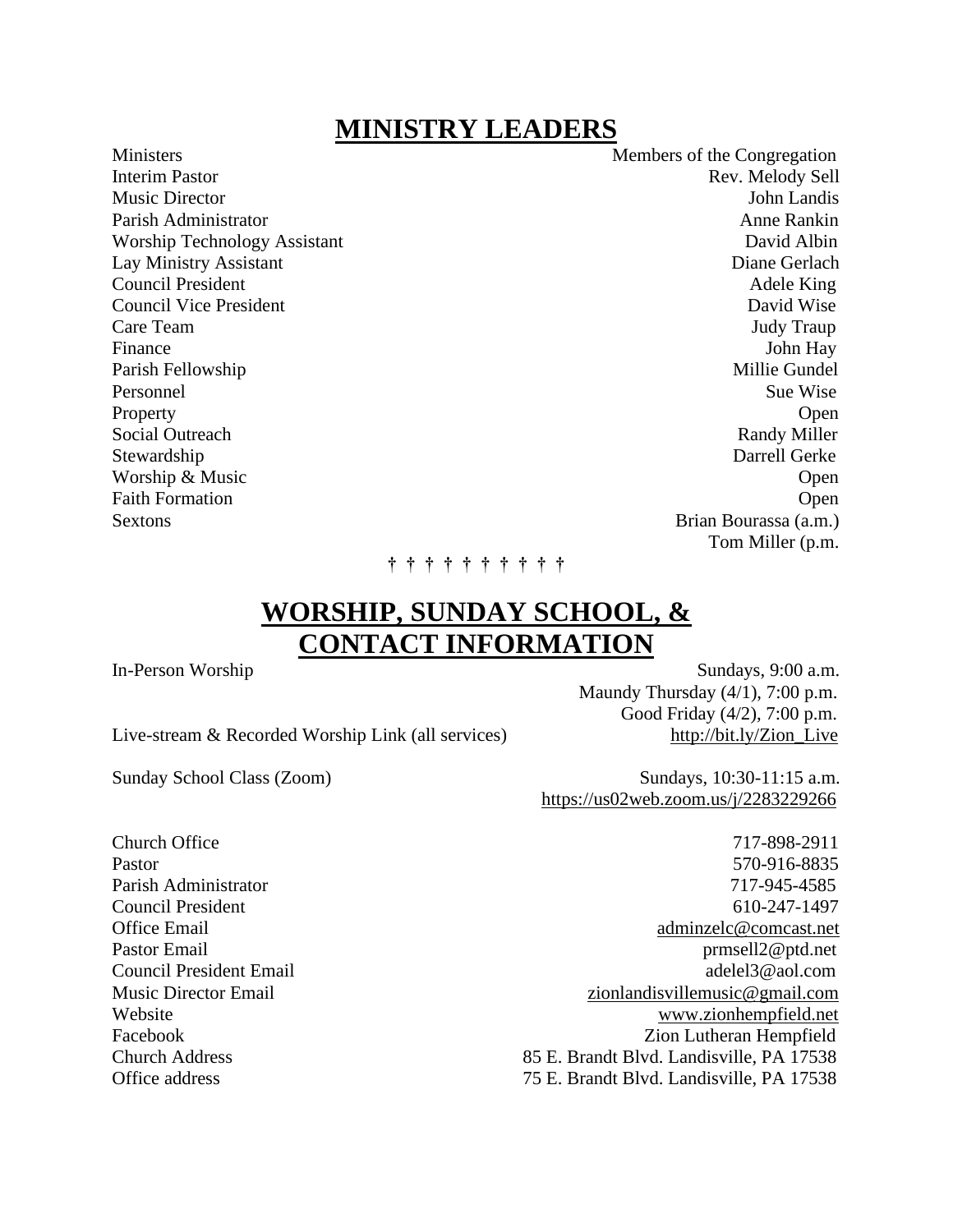## MINISTRY LEADERS

| | |
|---|---|
| Ministers | Members of the Congregation |
| Interim Pastor | Rev. Melody Sell |
| Music Director | John Landis |
| Parish Administrator | Anne Rankin |
| Worship Technology Assistant | David Albin |
| Lay Ministry Assistant | Diane Gerlach |
| Council President | Adele King |
| Council Vice President | David Wise |
| Care Team | Judy Traup |
| Finance | John Hay |
| Parish Fellowship | Millie Gundel |
| Personnel | Sue Wise |
| Property | Open |
| Social Outreach | Randy Miller |
| Stewardship | Darrell Gerke |
| Worship & Music | Open |
| Faith Formation | Open |
| Sextons | Brian Bourassa (a.m.)<br>Tom Miller (p.m. |

† † † † † † † † † † †

## WORSHIP, SUNDAY SCHOOL, & CONTACT INFORMATION

| | |
|---|---|
| In-Person Worship | Sundays, 9:00 a.m.<br>Maundy Thursday (4/1), 7:00 p.m.<br>Good Friday (4/2), 7:00 p.m. |
| Live-stream & Recorded Worship Link (all services) | http://bit.ly/Zion_Live |
| Sunday School Class (Zoom) | Sundays, 10:30-11:15 a.m.<br>https://us02web.zoom.us/j/2283229266 |
| Church Office | 717-898-2911 |
| Pastor | 570-916-8835 |
| Parish Administrator | 717-945-4585 |
| Council President | 610-247-1497 |
| Office Email | adminzelc@comcast.net |
| Pastor Email | prmsell2@ptd.net |
| Council President Email | adelel3@aol.com |
| Music Director Email | zionlandisvillemusic@gmail.com |
| Website | www.zionhempfield.net |
| Facebook | Zion Lutheran Hempfield |
| Church Address | 85 E. Brandt Blvd. Landisville, PA 17538 |
| Office address | 75 E. Brandt Blvd. Landisville, PA 17538 |